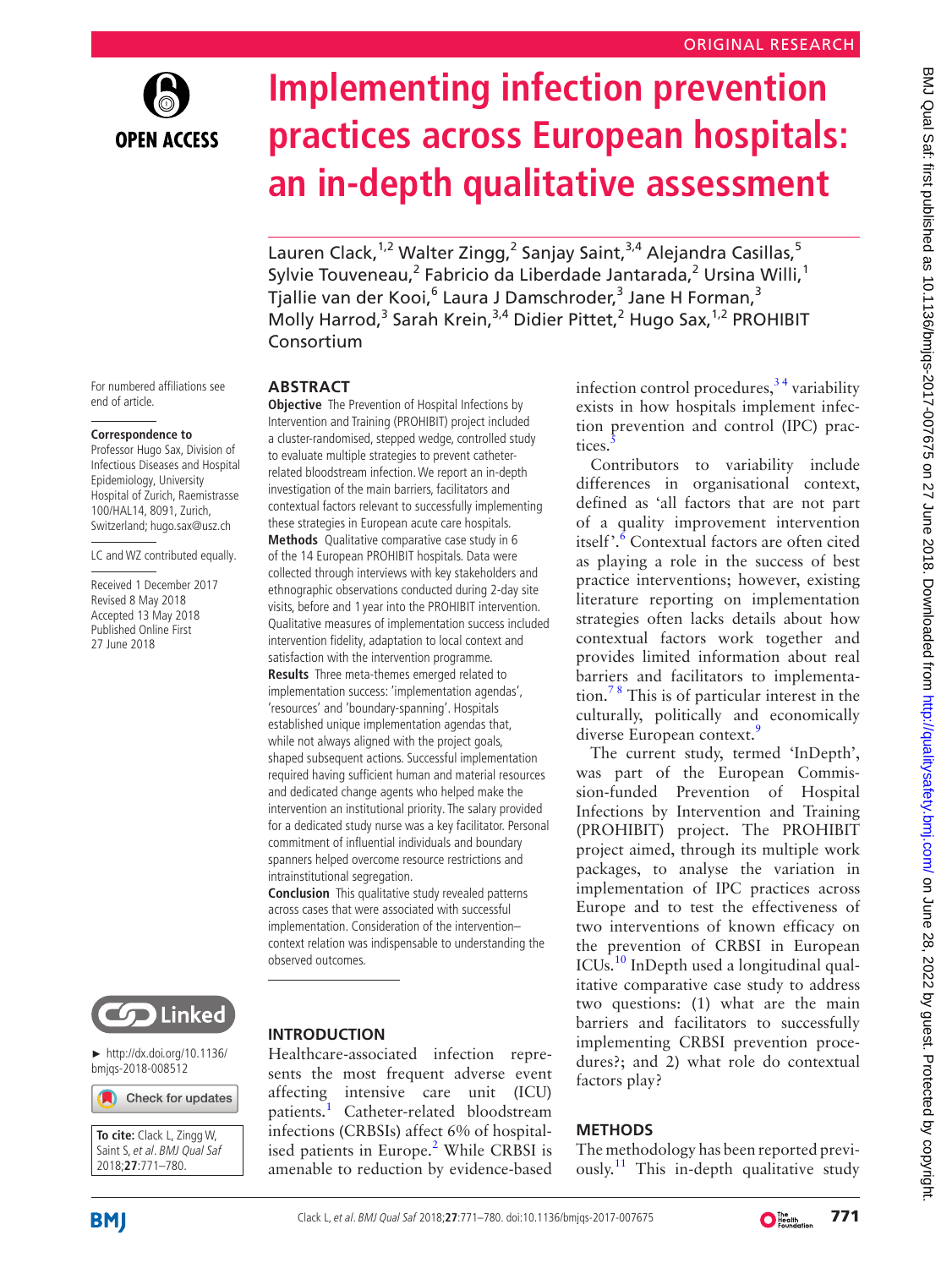ORIGINAL RESEARCH

# Implementing infection prevention practices across European hospitals: an in-depth qualitative assessment

Lauren Clack,[1,2] Walter Zingg,[2] Sanjay Saint,[3,4] Alejandra Casillas,[5] Sylvie Touveneau,[2] Fabricio da Liberdade Jantarada,[2] Ursina Willi,[1] Tjallie van der Kooi,[6] Laura J Damschroder,[3] Jane H Forman,[3] Molly Harrod,[3] Sarah Krein,[3,4] Didier Pittet,[2] Hugo Sax,[1,2] PROHIBIT Consortium

For numbered affiliations see end of article.

**Correspondence to**
Professor Hugo Sax, Division of Infectious Diseases and Hospital Epidemiology, University Hospital of Zurich, Raemistrasse 100/HAL14, 8091, Zurich, Switzerland; hugo.sax@usz.ch

LC and WZ contributed equally.

Received 1 December 2017
Revised 8 May 2018
Accepted 13 May 2018
Published Online First 27 June 2018

► http://dx.doi.org/10.1136/bmjqs-2018-008512

**To cite:** Clack L, Zingg W, Saint S, *et al*. *BMJ Qual Saf* 2018;**27**:771–780.

## ABSTRACT

**Objective** The Prevention of Hospital Infections by Intervention and Training (PROHIBIT) project included a cluster-randomised, stepped wedge, controlled study to evaluate multiple strategies to prevent catheter-related bloodstream infection. We report an in-depth investigation of the main barriers, facilitators and contextual factors relevant to successfully implementing these strategies in European acute care hospitals.

**Methods** Qualitative comparative case study in 6 of the 14 European PROHIBIT hospitals. Data were collected through interviews with key stakeholders and ethnographic observations conducted during 2-day site visits, before and 1 year into the PROHIBIT intervention. Qualitative measures of implementation success included intervention fidelity, adaptation to local context and satisfaction with the intervention programme.

**Results** Three meta-themes emerged related to implementation success: 'implementation agendas', 'resources' and 'boundary-spanning'. Hospitals established unique implementation agendas that, while not always aligned with the project goals, shaped subsequent actions. Successful implementation required having sufficient human and material resources and dedicated change agents who helped make the intervention an institutional priority. The salary provided for a dedicated study nurse was a key facilitator. Personal commitment of influential individuals and boundary spanners helped overcome resource restrictions and intrainstitutional segregation.

**Conclusion** This qualitative study revealed patterns across cases that were associated with successful implementation. Consideration of the intervention–context relation was indispensable to understanding the observed outcomes.

## INTRODUCTION

Healthcare-associated infection represents the most frequent adverse event affecting intensive care unit (ICU) patients.[1] Catheter-related bloodstream infections (CRBSIs) affect 6% of hospitalised patients in Europe.[2] While CRBSI is amenable to reduction by evidence-based infection control procedures,[3,4] variability exists in how hospitals implement infection prevention and control (IPC) practices.[5]

Contributors to variability include differences in organisational context, defined as 'all factors that are not part of a quality improvement intervention itself'.[6] Contextual factors are often cited as playing a role in the success of best practice interventions; however, existing literature reporting on implementation strategies often lacks details about how contextual factors work together and provides limited information about real barriers and facilitators to implementation.[7,8] This is of particular interest in the culturally, politically and economically diverse European context.[9]

The current study, termed 'InDepth', was part of the European Commission-funded Prevention of Hospital Infections by Intervention and Training (PROHIBIT) project. The PROHIBIT project aimed, through its multiple work packages, to analyse the variation in implementation of IPC practices across Europe and to test the effectiveness of two interventions of known efficacy on the prevention of CRBSI in European ICUs.[10] InDepth used a longitudinal qualitative comparative case study to address two questions: (1) what are the main barriers and facilitators to successfully implementing CRBSI prevention procedures?; and 2) what role do contextual factors play?

## METHODS

The methodology has been reported previously.[11] This in-depth qualitative study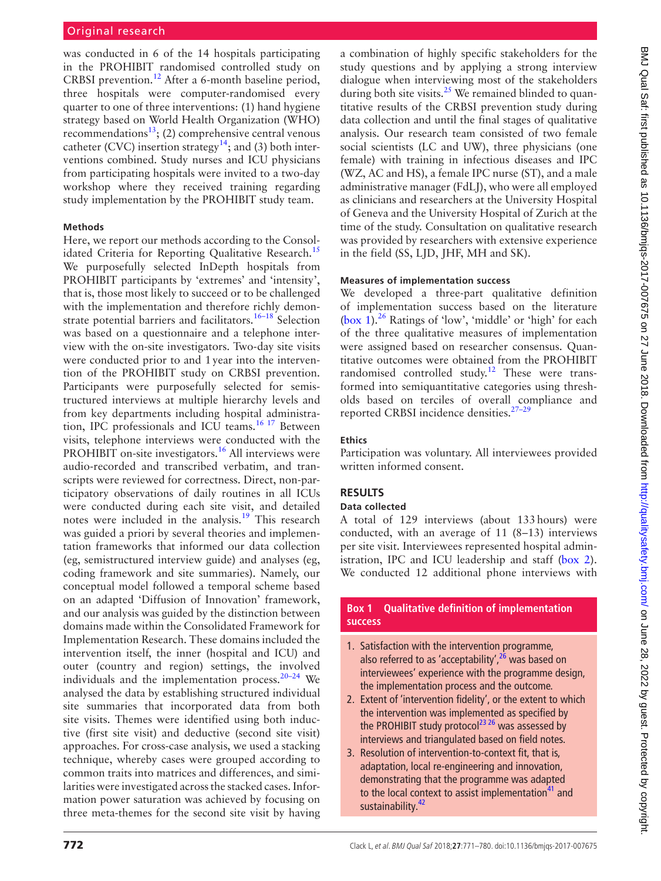was conducted in 6 of the 14 hospitals participating in the PROHIBIT randomised controlled study on CRBSI prevention.[12] After a 6-month baseline period, three hospitals were computer-randomised every quarter to one of three interventions: (1) hand hygiene strategy based on World Health Organization (WHO) recommendations[13]; (2) comprehensive central venous catheter (CVC) insertion strategy[14]; and (3) both interventions combined. Study nurses and ICU physicians from participating hospitals were invited to a two-day workshop where they received training regarding study implementation by the PROHIBIT study team.

### Methods

Here, we report our methods according to the Consolidated Criteria for Reporting Qualitative Research.[15] We purposefully selected InDepth hospitals from PROHIBIT participants by 'extremes' and 'intensity', that is, those most likely to succeed or to be challenged with the implementation and therefore richly demonstrate potential barriers and facilitators.[16–18] Selection was based on a questionnaire and a telephone interview with the on-site investigators. Two-day site visits were conducted prior to and 1 year into the intervention of the PROHIBIT study on CRBSI prevention. Participants were purposefully selected for semistructured interviews at multiple hierarchy levels and from key departments including hospital administration, IPC professionals and ICU teams.[16 17] Between visits, telephone interviews were conducted with the PROHIBIT on-site investigators.[16] All interviews were audio-recorded and transcribed verbatim, and transcripts were reviewed for correctness. Direct, non-participatory observations of daily routines in all ICUs were conducted during each site visit, and detailed notes were included in the analysis.[19] This research was guided a priori by several theories and implementation frameworks that informed our data collection (eg, semistructured interview guide) and analyses (eg, coding framework and site summaries). Namely, our conceptual model followed a temporal scheme based on an adapted 'Diffusion of Innovation' framework, and our analysis was guided by the distinction between domains made within the Consolidated Framework for Implementation Research. These domains included the intervention itself, the inner (hospital and ICU) and outer (country and region) settings, the involved individuals and the implementation process.[20–24] We analysed the data by establishing structured individual site summaries that incorporated data from both site visits. Themes were identified using both inductive (first site visit) and deductive (second site visit) approaches. For cross-case analysis, we used a stacking technique, whereby cases were grouped according to common traits into matrices and differences, and similarities were investigated across the stacked cases. Information power saturation was achieved by focusing on three meta-themes for the second site visit by having a combination of highly specific stakeholders for the study questions and by applying a strong interview dialogue when interviewing most of the stakeholders during both site visits.[25] We remained blinded to quantitative results of the CRBSI prevention study during data collection and until the final stages of qualitative analysis. Our research team consisted of two female social scientists (LC and UW), three physicians (one female) with training in infectious diseases and IPC (WZ, AC and HS), a female IPC nurse (ST), and a male administrative manager (FdLJ), who were all employed as clinicians and researchers at the University Hospital of Geneva and the University Hospital of Zurich at the time of the study. Consultation on qualitative research was provided by researchers with extensive experience in the field (SS, LJD, JHF, MH and SK).

### Measures of implementation success

We developed a three-part qualitative definition of implementation success based on the literature (box 1).[26] Ratings of 'low', 'middle' or 'high' for each of the three qualitative measures of implementation were assigned based on researcher consensus. Quantitative outcomes were obtained from the PROHIBIT randomised controlled study.[12] These were transformed into semiquantitative categories using thresholds based on terciles of overall compliance and reported CRBSI incidence densities.[27–29]

### Ethics

Participation was voluntary. All interviewees provided written informed consent.

## RESULTS

### Data collected

A total of 129 interviews (about 133 hours) were conducted, with an average of 11 (8–13) interviews per site visit. Interviewees represented hospital administration, IPC and ICU leadership and staff (box 2). We conducted 12 additional phone interviews with

**Box 1 Qualitative definition of implementation success**

1. Satisfaction with the intervention programme, also referred to as 'acceptability',[26] was based on interviewees' experience with the programme design, the implementation process and the outcome.
2. Extent of 'intervention fidelity', or the extent to which the intervention was implemented as specified by the PROHIBIT study protocol[23 26] was assessed by interviews and triangulated based on field notes.
3. Resolution of intervention-to-context fit, that is, adaptation, local re-engineering and innovation, demonstrating that the programme was adapted to the local context to assist implementation[41] and sustainability.[42]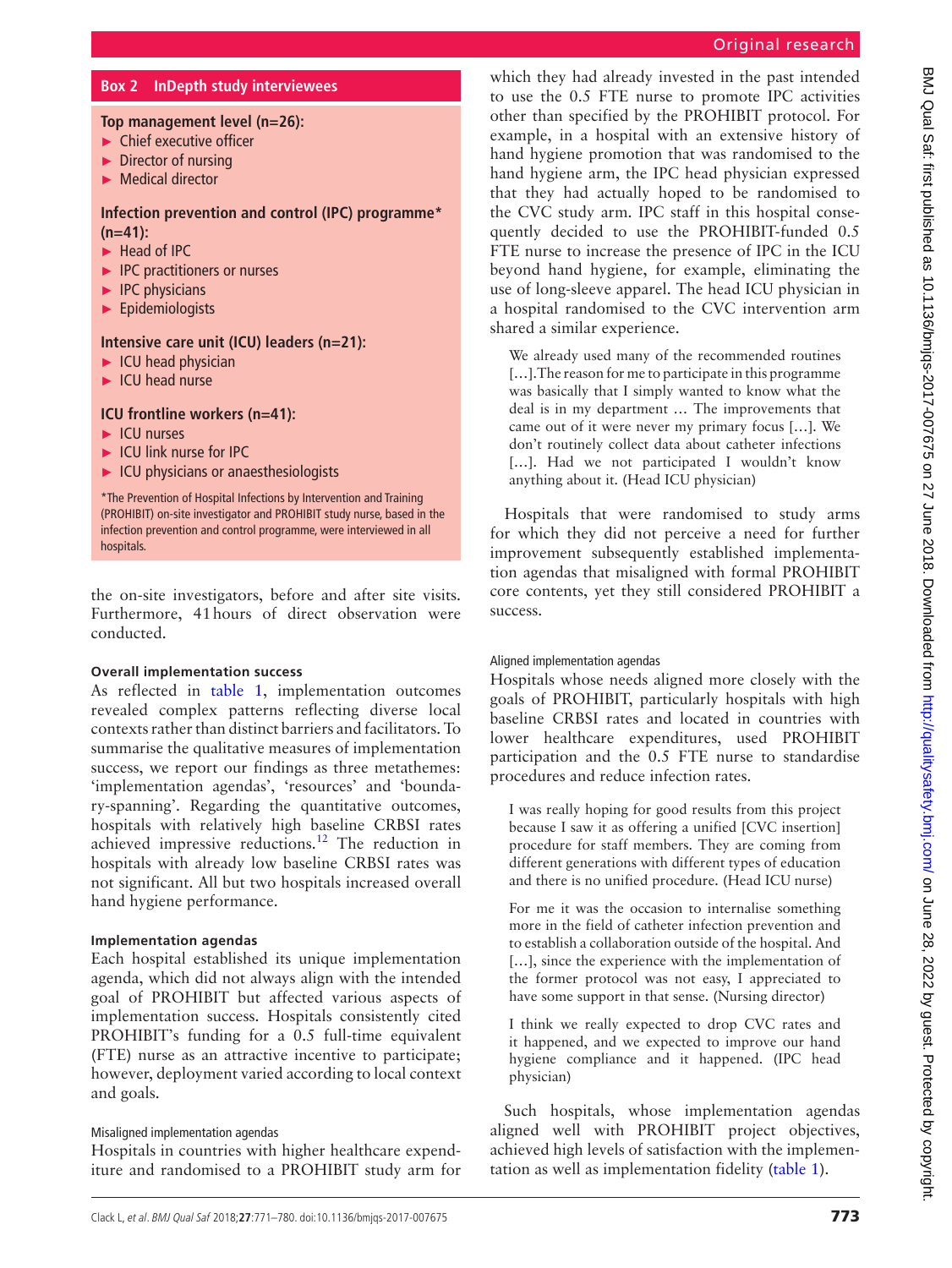**Box 2 InDepth study interviewees**

**Top management level (n=26):**

- Chief executive officer
- Director of nursing
- Medical director

**Infection prevention and control (IPC) programme* (n=41):**

- Head of IPC
- IPC practitioners or nurses
- IPC physicians
- Epidemiologists

**Intensive care unit (ICU) leaders (n=21):**

- ICU head physician
- ICU head nurse

**ICU frontline workers (n=41):**

- ICU nurses
- ICU link nurse for IPC
- ICU physicians or anaesthesiologists

*The Prevention of Hospital Infections by Intervention and Training (PROHIBIT) on-site investigator and PROHIBIT study nurse, based in the infection prevention and control programme, were interviewed in all hospitals.

the on-site investigators, before and after site visits. Furthermore, 41 hours of direct observation were conducted.

### Overall implementation success

As reflected in table 1, implementation outcomes revealed complex patterns reflecting diverse local contexts rather than distinct barriers and facilitators. To summarise the qualitative measures of implementation success, we report our findings as three metathemes: 'implementation agendas', 'resources' and 'boundary-spanning'. Regarding the quantitative outcomes, hospitals with relatively high baseline CRBSI rates achieved impressive reductions.[12] The reduction in hospitals with already low baseline CRBSI rates was not significant. All but two hospitals increased overall hand hygiene performance.

### Implementation agendas

Each hospital established its unique implementation agenda, which did not always align with the intended goal of PROHIBIT but affected various aspects of implementation success. Hospitals consistently cited PROHIBIT's funding for a 0.5 full-time equivalent (FTE) nurse as an attractive incentive to participate; however, deployment varied according to local context and goals.

#### Misaligned implementation agendas

Hospitals in countries with higher healthcare expenditure and randomised to a PROHIBIT study arm for which they had already invested in the past intended to use the 0.5 FTE nurse to promote IPC activities other than specified by the PROHIBIT protocol. For example, in a hospital with an extensive history of hand hygiene promotion that was randomised to the hand hygiene arm, the IPC head physician expressed that they had actually hoped to be randomised to the CVC study arm. IPC staff in this hospital consequently decided to use the PROHIBIT-funded 0.5 FTE nurse to increase the presence of IPC in the ICU beyond hand hygiene, for example, eliminating the use of long-sleeve apparel. The head ICU physician in a hospital randomised to the CVC intervention arm shared a similar experience.

> We already used many of the recommended routines […]. The reason for me to participate in this programme was basically that I simply wanted to know what the deal is in my department … The improvements that came out of it were never my primary focus […]. We don't routinely collect data about catheter infections […]. Had we not participated I wouldn't know anything about it. (Head ICU physician)

Hospitals that were randomised to study arms for which they did not perceive a need for further improvement subsequently established implementation agendas that misaligned with formal PROHIBIT core contents, yet they still considered PROHIBIT a success.

#### Aligned implementation agendas

Hospitals whose needs aligned more closely with the goals of PROHIBIT, particularly hospitals with high baseline CRBSI rates and located in countries with lower healthcare expenditures, used PROHIBIT participation and the 0.5 FTE nurse to standardise procedures and reduce infection rates.

> I was really hoping for good results from this project because I saw it as offering a unified [CVC insertion] procedure for staff members. They are coming from different generations with different types of education and there is no unified procedure. (Head ICU nurse)

> For me it was the occasion to internalise something more in the field of catheter infection prevention and to establish a collaboration outside of the hospital. And […], since the experience with the implementation of the former protocol was not easy, I appreciated to have some support in that sense. (Nursing director)

> I think we really expected to drop CVC rates and it happened, and we expected to improve our hand hygiene compliance and it happened. (IPC head physician)

Such hospitals, whose implementation agendas aligned well with PROHIBIT project objectives, achieved high levels of satisfaction with the implementation as well as implementation fidelity (table 1).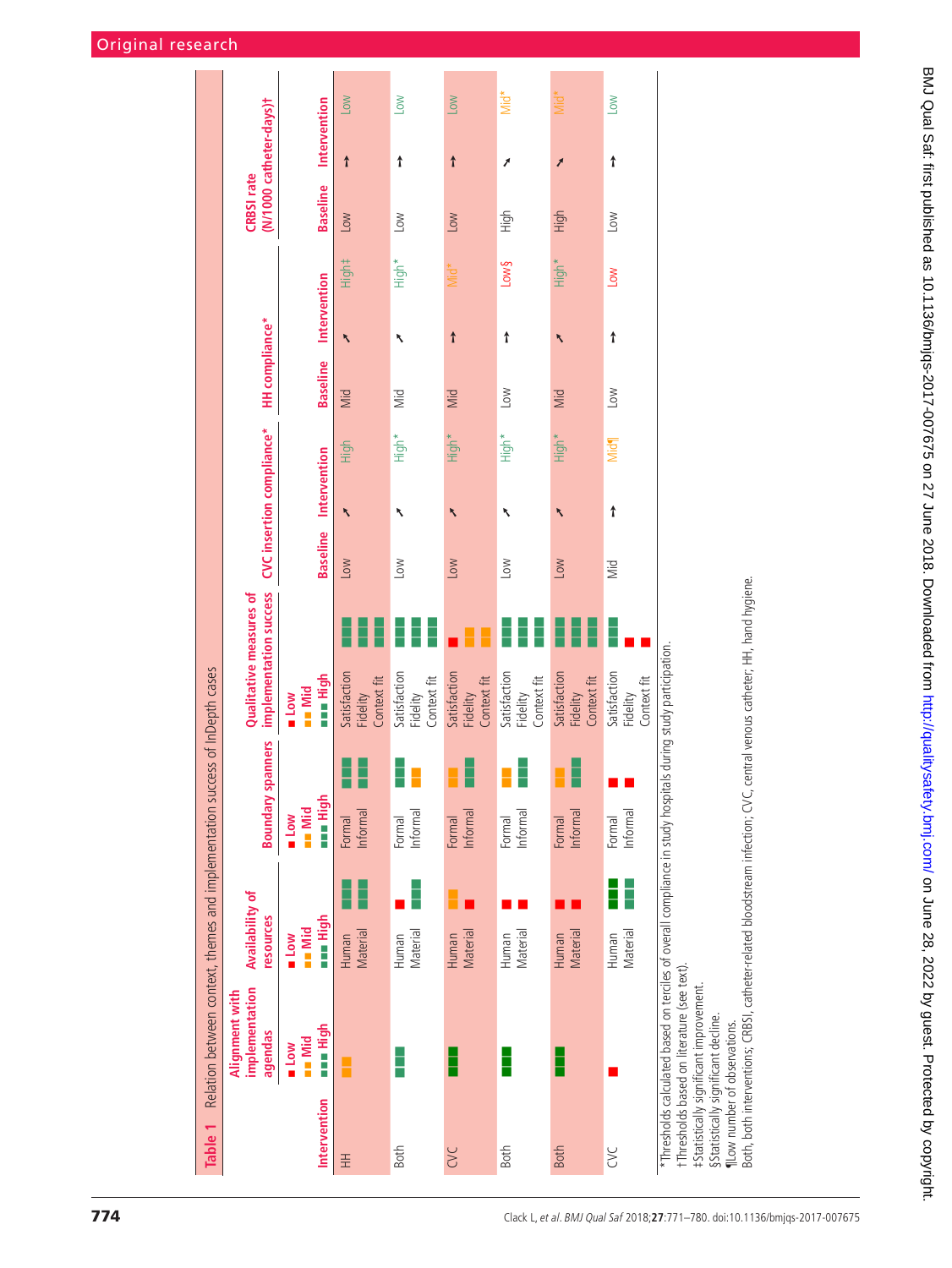**Table 1** Relation between context, themes and implementation success of InDepth cases

| Intervention | Alignment with implementation agendas (■ Low, ■■ Mid, ■■■ High) | Availability of resources (■ Low, ■■ Mid, ■■■ High) | | Boundary spanners (■ Low, ■■ Mid, ■■■ High) | | Qualitative measures of implementation success (■ Low, ■■ Mid, ■■■ High) | | | CVC insertion compliance* | | | HH compliance* | | | CRBSI rate (N/1000 catheter-days)† | | |
|---|---|---|---|---|---|---|---|---|---|---|---|---|---|---|---|---|---|
| | | Human | Material | Formal | Informal | Satisfaction | Fidelity | Context fit | Baseline | | Intervention | Baseline | | Intervention | Baseline | | Intervention |
| HH | Mid | High | High | High | High | High | High | High | Low | ↗ | High | Mid | ↗ | High‡ | Low | → | Low |
| Both | High | Low | High | High | Mid | High | High | High | Low | ↗ | High* | Mid | ↗ | High* | Low | → | Low |
| CVC | High | Mid | Low | Mid | High | Low | Mid | Mid | Low | ↗ | High* | Mid | → | Mid* | Low | → | Low |
| Both | High | Low | Low | Mid | High | High | High | High | Low | ↗ | High* | Low | → | Low§ | High | ↘ | Mid* |
| Both | High | Low | Low | Mid | High | High | High | High | Low | ↗ | High* | Mid | ↗ | High* | High | ↘ | Mid* |
| CVC | Low | High | High | Low | Low | High | Low | Low | Mid | → | Mid¶ | Low | → | Low | Low | → | Low |

*Thresholds calculated based on terciles of overall compliance in study hospitals during study participation.
†Thresholds based on literature (see text).
‡Statistically significant improvement.
§Statistically significant decline.
¶Low number of observations.
Both, both interventions; CRBSI, catheter-related bloodstream infection; CVC, central venous catheter; HH, hand hygiene.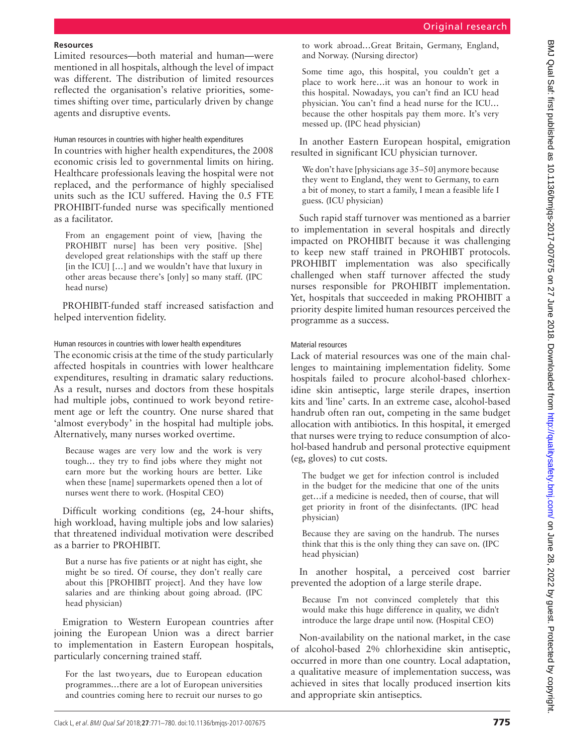## Resources

Limited resources—both material and human—were mentioned in all hospitals, although the level of impact was different. The distribution of limited resources reflected the organisation's relative priorities, sometimes shifting over time, particularly driven by change agents and disruptive events.

### Human resources in countries with higher health expenditures

In countries with higher health expenditures, the 2008 economic crisis led to governmental limits on hiring. Healthcare professionals leaving the hospital were not replaced, and the performance of highly specialised units such as the ICU suffered. Having the 0.5 FTE PROHIBIT-funded nurse was specifically mentioned as a facilitator.

> From an engagement point of view, [having the PROHIBIT nurse] has been very positive. [She] developed great relationships with the staff up there [in the ICU] […] and we wouldn't have that luxury in other areas because there's [only] so many staff. (IPC head nurse)

PROHIBIT-funded staff increased satisfaction and helped intervention fidelity.

### Human resources in countries with lower health expenditures

The economic crisis at the time of the study particularly affected hospitals in countries with lower healthcare expenditures, resulting in dramatic salary reductions. As a result, nurses and doctors from these hospitals had multiple jobs, continued to work beyond retirement age or left the country. One nurse shared that 'almost everybody' in the hospital had multiple jobs. Alternatively, many nurses worked overtime.

> Because wages are very low and the work is very tough… they try to find jobs where they might not earn more but the working hours are better. Like when these [name] supermarkets opened then a lot of nurses went there to work. (Hospital CEO)

Difficult working conditions (eg, 24-hour shifts, high workload, having multiple jobs and low salaries) that threatened individual motivation were described as a barrier to PROHIBIT.

> But a nurse has five patients or at night has eight, she might be so tired. Of course, they don't really care about this [PROHIBIT project]. And they have low salaries and are thinking about going abroad. (IPC head physician)

Emigration to Western European countries after joining the European Union was a direct barrier to implementation in Eastern European hospitals, particularly concerning trained staff.

> For the last two years, due to European education programmes…there are a lot of European universities and countries coming here to recruit our nurses to go to work abroad…Great Britain, Germany, England, and Norway. (Nursing director)

> Some time ago, this hospital, you couldn't get a place to work here…it was an honour to work in this hospital. Nowadays, you can't find an ICU head physician. You can't find a head nurse for the ICU… because the other hospitals pay them more. It's very messed up. (IPC head physician)

In another Eastern European hospital, emigration resulted in significant ICU physician turnover.

> We don't have [physicians age 35–50] anymore because they went to England, they went to Germany, to earn a bit of money, to start a family, I mean a feasible life I guess. (ICU physician)

Such rapid staff turnover was mentioned as a barrier to implementation in several hospitals and directly impacted on PROHIBIT because it was challenging to keep new staff trained in PROHIBT protocols. PROHIBIT implementation was also specifically challenged when staff turnover affected the study nurses responsible for PROHIBIT implementation. Yet, hospitals that succeeded in making PROHIBIT a priority despite limited human resources perceived the programme as a success.

### Material resources

Lack of material resources was one of the main challenges to maintaining implementation fidelity. Some hospitals failed to procure alcohol-based chlorhexidine skin antiseptic, large sterile drapes, insertion kits and 'line' carts. In an extreme case, alcohol-based handrub often ran out, competing in the same budget allocation with antibiotics. In this hospital, it emerged that nurses were trying to reduce consumption of alcohol-based handrub and personal protective equipment (eg, gloves) to cut costs.

> The budget we get for infection control is included in the budget for the medicine that one of the units get…if a medicine is needed, then of course, that will get priority in front of the disinfectants. (IPC head physician)

> Because they are saving on the handrub. The nurses think that this is the only thing they can save on. (IPC head physician)

In another hospital, a perceived cost barrier prevented the adoption of a large sterile drape.

> Because I'm not convinced completely that this would make this huge difference in quality, we didn't introduce the large drape until now. (Hospital CEO)

Non-availability on the national market, in the case of alcohol-based 2% chlorhexidine skin antiseptic, occurred in more than one country. Local adaptation, a qualitative measure of implementation success, was achieved in sites that locally produced insertion kits and appropriate skin antiseptics.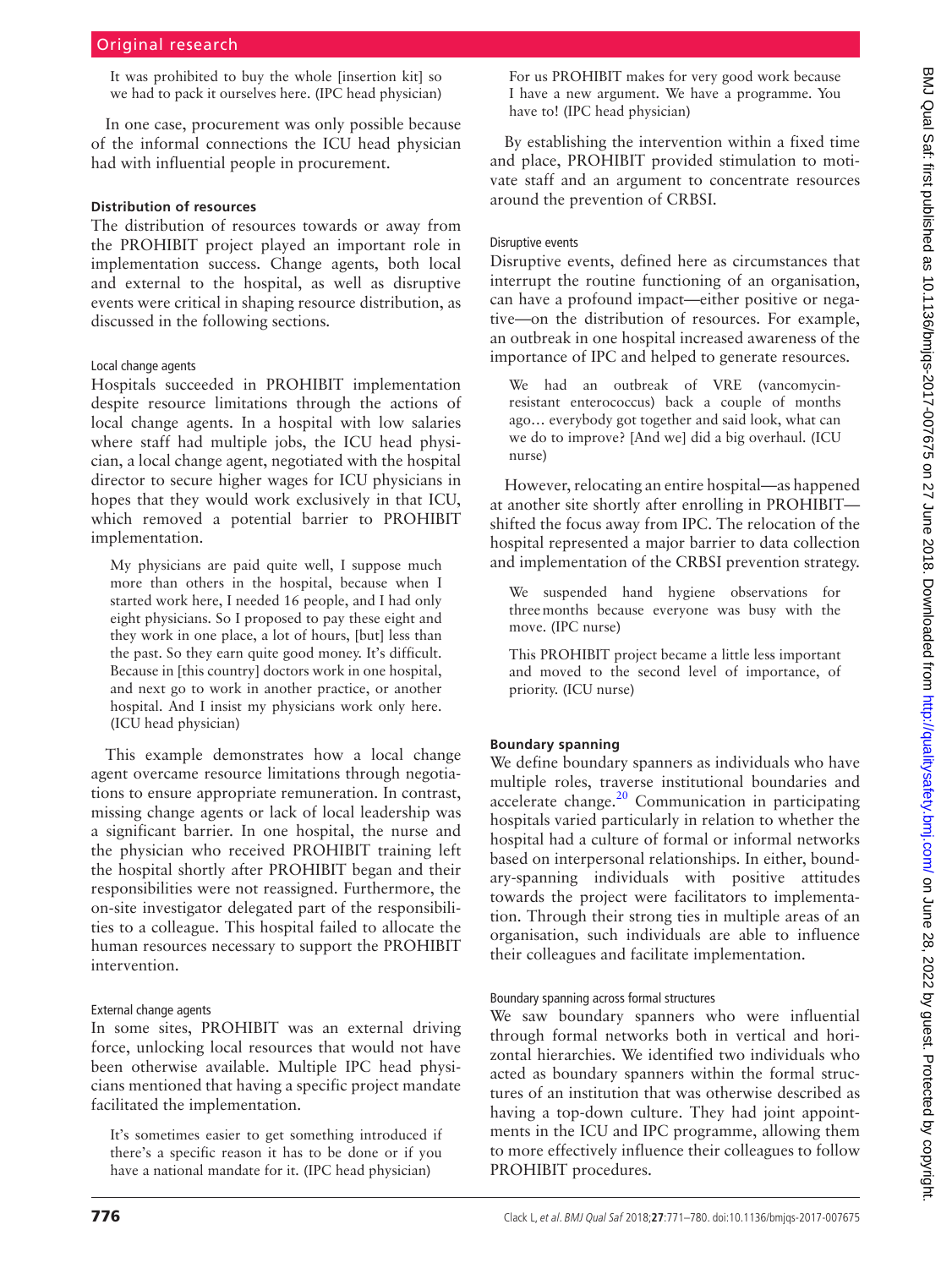> It was prohibited to buy the whole [insertion kit] so we had to pack it ourselves here. (IPC head physician)

In one case, procurement was only possible because of the informal connections the ICU head physician had with influential people in procurement.

### Distribution of resources

The distribution of resources towards or away from the PROHIBIT project played an important role in implementation success. Change agents, both local and external to the hospital, as well as disruptive events were critical in shaping resource distribution, as discussed in the following sections.

#### Local change agents

Hospitals succeeded in PROHIBIT implementation despite resource limitations through the actions of local change agents. In a hospital with low salaries where staff had multiple jobs, the ICU head physician, a local change agent, negotiated with the hospital director to secure higher wages for ICU physicians in hopes that they would work exclusively in that ICU, which removed a potential barrier to PROHIBIT implementation.

> My physicians are paid quite well, I suppose much more than others in the hospital, because when I started work here, I needed 16 people, and I had only eight physicians. So I proposed to pay these eight and they work in one place, a lot of hours, [but] less than the past. So they earn quite good money. It's difficult. Because in [this country] doctors work in one hospital, and next go to work in another practice, or another hospital. And I insist my physicians work only here. (ICU head physician)

This example demonstrates how a local change agent overcame resource limitations through negotiations to ensure appropriate remuneration. In contrast, missing change agents or lack of local leadership was a significant barrier. In one hospital, the nurse and the physician who received PROHIBIT training left the hospital shortly after PROHIBIT began and their responsibilities were not reassigned. Furthermore, the on-site investigator delegated part of the responsibilities to a colleague. This hospital failed to allocate the human resources necessary to support the PROHIBIT intervention.

#### External change agents

In some sites, PROHIBIT was an external driving force, unlocking local resources that would not have been otherwise available. Multiple IPC head physicians mentioned that having a specific project mandate facilitated the implementation.

> It's sometimes easier to get something introduced if there's a specific reason it has to be done or if you have a national mandate for it. (IPC head physician)

> For us PROHIBIT makes for very good work because I have a new argument. We have a programme. You have to! (IPC head physician)

By establishing the intervention within a fixed time and place, PROHIBIT provided stimulation to motivate staff and an argument to concentrate resources around the prevention of CRBSI.

#### Disruptive events

Disruptive events, defined here as circumstances that interrupt the routine functioning of an organisation, can have a profound impact—either positive or negative—on the distribution of resources. For example, an outbreak in one hospital increased awareness of the importance of IPC and helped to generate resources.

> We had an outbreak of VRE (vancomycin-resistant enterococcus) back a couple of months ago… everybody got together and said look, what can we do to improve? [And we] did a big overhaul. (ICU nurse)

However, relocating an entire hospital—as happened at another site shortly after enrolling in PROHIBIT—shifted the focus away from IPC. The relocation of the hospital represented a major barrier to data collection and implementation of the CRBSI prevention strategy.

> We suspended hand hygiene observations for three months because everyone was busy with the move. (IPC nurse)

> This PROHIBIT project became a little less important and moved to the second level of importance, of priority. (ICU nurse)

### Boundary spanning

We define boundary spanners as individuals who have multiple roles, traverse institutional boundaries and accelerate change.[20] Communication in participating hospitals varied particularly in relation to whether the hospital had a culture of formal or informal networks based on interpersonal relationships. In either, boundary-spanning individuals with positive attitudes towards the project were facilitators to implementation. Through their strong ties in multiple areas of an organisation, such individuals are able to influence their colleagues and facilitate implementation.

#### Boundary spanning across formal structures

We saw boundary spanners who were influential through formal networks both in vertical and horizontal hierarchies. We identified two individuals who acted as boundary spanners within the formal structures of an institution that was otherwise described as having a top-down culture. They had joint appointments in the ICU and IPC programme, allowing them to more effectively influence their colleagues to follow PROHIBIT procedures.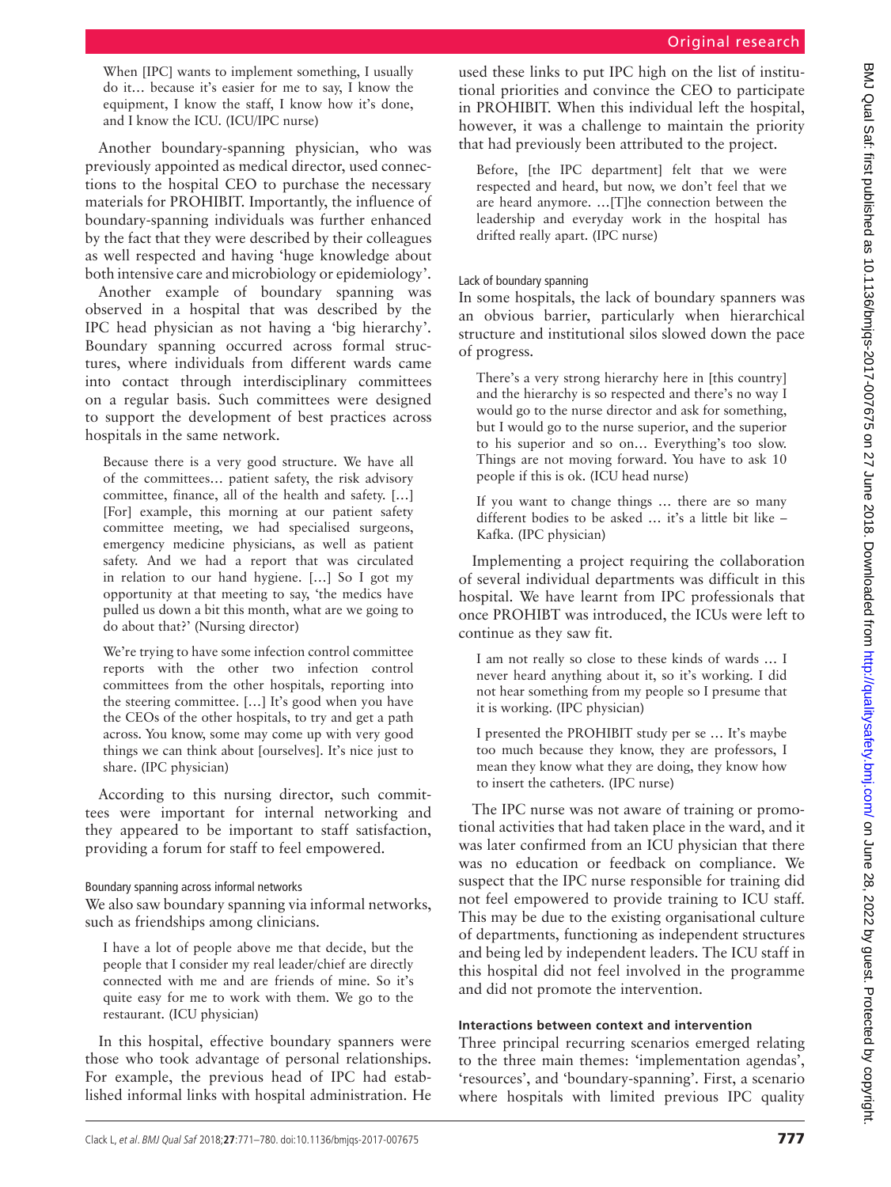> When [IPC] wants to implement something, I usually do it… because it's easier for me to say, I know the equipment, I know the staff, I know how it's done, and I know the ICU. (ICU/IPC nurse)

Another boundary-spanning physician, who was previously appointed as medical director, used connections to the hospital CEO to purchase the necessary materials for PROHIBIT. Importantly, the influence of boundary-spanning individuals was further enhanced by the fact that they were described by their colleagues as well respected and having 'huge knowledge about both intensive care and microbiology or epidemiology'.

Another example of boundary spanning was observed in a hospital that was described by the IPC head physician as not having a 'big hierarchy'. Boundary spanning occurred across formal structures, where individuals from different wards came into contact through interdisciplinary committees on a regular basis. Such committees were designed to support the development of best practices across hospitals in the same network.

> Because there is a very good structure. We have all of the committees… patient safety, the risk advisory committee, finance, all of the health and safety. […] [For] example, this morning at our patient safety committee meeting, we had specialised surgeons, emergency medicine physicians, as well as patient safety. And we had a report that was circulated in relation to our hand hygiene. […] So I got my opportunity at that meeting to say, 'the medics have pulled us down a bit this month, what are we going to do about that?' (Nursing director)

> We're trying to have some infection control committee reports with the other two infection control committees from the other hospitals, reporting into the steering committee. […] It's good when you have the CEOs of the other hospitals, to try and get a path across. You know, some may come up with very good things we can think about [ourselves]. It's nice just to share. (IPC physician)

According to this nursing director, such committees were important for internal networking and they appeared to be important to staff satisfaction, providing a forum for staff to feel empowered.

#### Boundary spanning across informal networks

We also saw boundary spanning via informal networks, such as friendships among clinicians.

> I have a lot of people above me that decide, but the people that I consider my real leader/chief are directly connected with me and are friends of mine. So it's quite easy for me to work with them. We go to the restaurant. (ICU physician)

In this hospital, effective boundary spanners were those who took advantage of personal relationships. For example, the previous head of IPC had established informal links with hospital administration. He used these links to put IPC high on the list of institutional priorities and convince the CEO to participate in PROHIBIT. When this individual left the hospital, however, it was a challenge to maintain the priority that had previously been attributed to the project.

> Before, [the IPC department] felt that we were respected and heard, but now, we don't feel that we are heard anymore. …[T]he connection between the leadership and everyday work in the hospital has drifted really apart. (IPC nurse)

#### Lack of boundary spanning

In some hospitals, the lack of boundary spanners was an obvious barrier, particularly when hierarchical structure and institutional silos slowed down the pace of progress.

> There's a very strong hierarchy here in [this country] and the hierarchy is so respected and there's no way I would go to the nurse director and ask for something, but I would go to the nurse superior, and the superior to his superior and so on… Everything's too slow. Things are not moving forward. You have to ask 10 people if this is ok. (ICU head nurse)

> If you want to change things … there are so many different bodies to be asked … it's a little bit like – Kafka. (IPC physician)

Implementing a project requiring the collaboration of several individual departments was difficult in this hospital. We have learnt from IPC professionals that once PROHIBT was introduced, the ICUs were left to continue as they saw fit.

> I am not really so close to these kinds of wards … I never heard anything about it, so it's working. I did not hear something from my people so I presume that it is working. (IPC physician)

> I presented the PROHIBIT study per se … It's maybe too much because they know, they are professors, I mean they know what they are doing, they know how to insert the catheters. (IPC nurse)

The IPC nurse was not aware of training or promotional activities that had taken place in the ward, and it was later confirmed from an ICU physician that there was no education or feedback on compliance. We suspect that the IPC nurse responsible for training did not feel empowered to provide training to ICU staff. This may be due to the existing organisational culture of departments, functioning as independent structures and being led by independent leaders. The ICU staff in this hospital did not feel involved in the programme and did not promote the intervention.

### Interactions between context and intervention

Three principal recurring scenarios emerged relating to the three main themes: 'implementation agendas', 'resources', and 'boundary-spanning'. First, a scenario where hospitals with limited previous IPC quality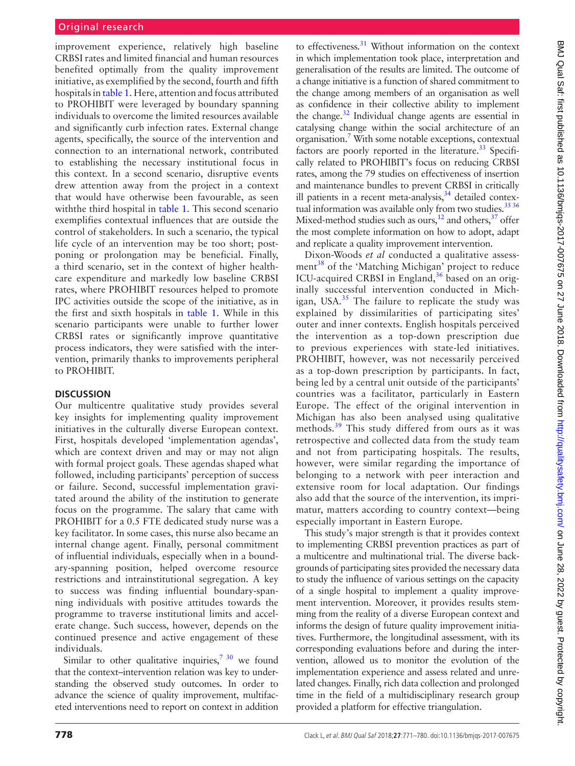improvement experience, relatively high baseline CRBSI rates and limited financial and human resources benefited optimally from the quality improvement initiative, as exemplified by the second, fourth and fifth hospitals in table 1. Here, attention and focus attributed to PROHIBIT were leveraged by boundary spanning individuals to overcome the limited resources available and significantly curb infection rates. External change agents, specifically, the source of the intervention and connection to an international network, contributed to establishing the necessary institutional focus in this context. In a second scenario, disruptive events drew attention away from the project in a context that would have otherwise been favourable, as seen withthe third hospital in table 1. This second scenario exemplifies contextual influences that are outside the control of stakeholders. In such a scenario, the typical life cycle of an intervention may be too short; postponing or prolongation may be beneficial. Finally, a third scenario, set in the context of higher healthcare expenditure and markedly low baseline CRBSI rates, where PROHIBIT resources helped to promote IPC activities outside the scope of the initiative, as in the first and sixth hospitals in table 1. While in this scenario participants were unable to further lower CRBSI rates or significantly improve quantitative process indicators, they were satisfied with the intervention, primarily thanks to improvements peripheral to PROHIBIT.

## DISCUSSION

Our multicentre qualitative study provides several key insights for implementing quality improvement initiatives in the culturally diverse European context. First, hospitals developed 'implementation agendas', which are context driven and may or may not align with formal project goals. These agendas shaped what followed, including participants' perception of success or failure. Second, successful implementation gravitated around the ability of the institution to generate focus on the programme. The salary that came with PROHIBIT for a 0.5 FTE dedicated study nurse was a key facilitator. In some cases, this nurse also became an internal change agent. Finally, personal commitment of influential individuals, especially when in a boundary-spanning position, helped overcome resource restrictions and intrainstitutional segregation. A key to success was finding influential boundary-spanning individuals with positive attitudes towards the programme to traverse institutional limits and accelerate change. Such success, however, depends on the continued presence and active engagement of these individuals.

Similar to other qualitative inquiries,[7 30] we found that the context–intervention relation was key to understanding the observed study outcomes. In order to advance the science of quality improvement, multifaceted interventions need to report on context in addition to effectiveness.[31] Without information on the context in which implementation took place, interpretation and generalisation of the results are limited. The outcome of a change initiative is a function of shared commitment to the change among members of an organisation as well as confidence in their collective ability to implement the change.[32] Individual change agents are essential in catalysing change within the social architecture of an organisation.[7] With some notable exceptions, contextual factors are poorly reported in the literature.[33] Specifically related to PROHIBIT's focus on reducing CRBSI rates, among the 79 studies on effectiveness of insertion and maintenance bundles to prevent CRBSI in critically ill patients in a recent meta-analysis,[34] detailed contextual information was available only from two studies.[35 36] Mixed-method studies such as ours,[12] and others,[37] offer the most complete information on how to adopt, adapt and replicate a quality improvement intervention.

Dixon-Woods *et al* conducted a qualitative assessment[38] of the 'Matching Michigan' project to reduce ICU-acquired CRBSI in England,[36] based on an originally successful intervention conducted in Michigan, USA.[35] The failure to replicate the study was explained by dissimilarities of participating sites' outer and inner contexts. English hospitals perceived the intervention as a top-down prescription due to previous experiences with state-led initiatives. PROHIBIT, however, was not necessarily perceived as a top-down prescription by participants. In fact, being led by a central unit outside of the participants' countries was a facilitator, particularly in Eastern Europe. The effect of the original intervention in Michigan has also been analysed using qualitative methods.[39] This study differed from ours as it was retrospective and collected data from the study team and not from participating hospitals. The results, however, were similar regarding the importance of belonging to a network with peer interaction and extensive room for local adaptation. Our findings also add that the source of the intervention, its imprimatur, matters according to country context—being especially important in Eastern Europe.

This study's major strength is that it provides context to implementing CRBSI prevention practices as part of a multicentre and multinational trial. The diverse backgrounds of participating sites provided the necessary data to study the influence of various settings on the capacity of a single hospital to implement a quality improvement intervention. Moreover, it provides results stemming from the reality of a diverse European context and informs the design of future quality improvement initiatives. Furthermore, the longitudinal assessment, with its corresponding evaluations before and during the intervention, allowed us to monitor the evolution of the implementation experience and assess related and unrelated changes. Finally, rich data collection and prolonged time in the field of a multidisciplinary research group provided a platform for effective triangulation.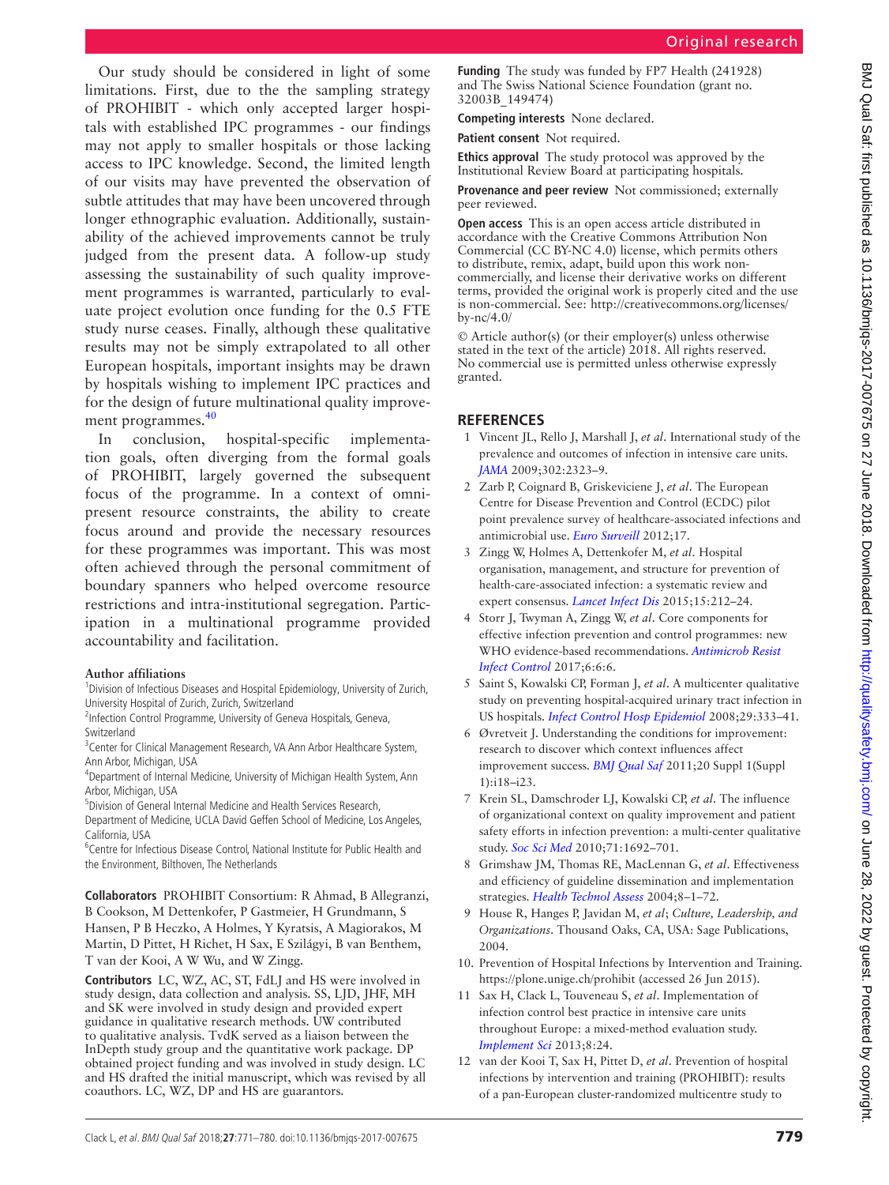Our study should be considered in light of some limitations. First, due to the the sampling strategy of PROHIBIT - which only accepted larger hospitals with established IPC programmes - our findings may not apply to smaller hospitals or those lacking access to IPC knowledge. Second, the limited length of our visits may have prevented the observation of subtle attitudes that may have been uncovered through longer ethnographic evaluation. Additionally, sustainability of the achieved improvements cannot be truly judged from the present data. A follow-up study assessing the sustainability of such quality improvement programmes is warranted, particularly to evaluate project evolution once funding for the 0.5 FTE study nurse ceases. Finally, although these qualitative results may not be simply extrapolated to all other European hospitals, important insights may be drawn by hospitals wishing to implement IPC practices and for the design of future multinational quality improvement programmes.[40]

In conclusion, hospital-specific implementation goals, often diverging from the formal goals of PROHIBIT, largely governed the subsequent focus of the programme. In a context of omnipresent resource constraints, the ability to create focus around and provide the necessary resources for these programmes was important. This was most often achieved through the personal commitment of boundary spanners who helped overcome resource restrictions and intra-institutional segregation. Participation in a multinational programme provided accountability and facilitation.

**Author affiliations**

[1]Division of Infectious Diseases and Hospital Epidemiology, University of Zurich, University Hospital of Zurich, Zurich, Switzerland
[2]Infection Control Programme, University of Geneva Hospitals, Geneva, Switzerland
[3]Center for Clinical Management Research, VA Ann Arbor Healthcare System, Ann Arbor, Michigan, USA
[4]Department of Internal Medicine, University of Michigan Health System, Ann Arbor, Michigan, USA
[5]Division of General Internal Medicine and Health Services Research, Department of Medicine, UCLA David Geffen School of Medicine, Los Angeles, California, USA
[6]Centre for Infectious Disease Control, National Institute for Public Health and the Environment, Bilthoven, The Netherlands

**Collaborators** PROHIBIT Consortium: R Ahmad, B Allegranzi, B Cookson, M Dettenkofer, P Gastmeier, H Grundmann, S Hansen, P B Heczko, A Holmes, Y Kyratsis, A Magiorakos, M Martin, D Pittet, H Richet, H Sax, E Szilágyi, B van Benthem, T van der Kooi, A W Wu, and W Zingg.

**Contributors** LC, WZ, AC, ST, FdLJ and HS were involved in study design, data collection and analysis. SS, LJD, JHF, MH and SK were involved in study design and provided expert guidance in qualitative research methods. UW contributed to qualitative analysis. TvdK served as a liaison between the InDepth study group and the quantitative work package. DP obtained project funding and was involved in study design. LC and HS drafted the initial manuscript, which was revised by all coauthors. LC, WZ, DP and HS are guarantors.

**Funding** The study was funded by FP7 Health (241928) and The Swiss National Science Foundation (grant no. 32003B_149474)

**Competing interests** None declared.

**Patient consent** Not required.

**Ethics approval** The study protocol was approved by the Institutional Review Board at participating hospitals.

**Provenance and peer review** Not commissioned; externally peer reviewed.

**Open access** This is an open access article distributed in accordance with the Creative Commons Attribution Non Commercial (CC BY-NC 4.0) license, which permits others to distribute, remix, adapt, build upon this work non-commercially, and license their derivative works on different terms, provided the original work is properly cited and the use is non-commercial. See: http://creativecommons.org/licenses/by-nc/4.0/

© Article author(s) (or their employer(s) unless otherwise stated in the text of the article) 2018. All rights reserved. No commercial use is permitted unless otherwise expressly granted.

## REFERENCES

1. Vincent JL, Rello J, Marshall J, *et al*. International study of the prevalence and outcomes of infection in intensive care units. *JAMA* 2009;302:2323–9.
2. Zarb P, Coignard B, Griskeviciene J, *et al*. The European Centre for Disease Prevention and Control (ECDC) pilot point prevalence survey of healthcare-associated infections and antimicrobial use. *Euro Surveill* 2012;17.
3. Zingg W, Holmes A, Dettenkofer M, *et al*. Hospital organisation, management, and structure for prevention of health-care-associated infection: a systematic review and expert consensus. *Lancet Infect Dis* 2015;15:212–24.
4. Storr J, Twyman A, Zingg W, *et al*. Core components for effective infection prevention and control programmes: new WHO evidence-based recommendations. *Antimicrob Resist Infect Control* 2017;6:6:6.
5. Saint S, Kowalski CP, Forman J, *et al*. A multicenter qualitative study on preventing hospital-acquired urinary tract infection in US hospitals. *Infect Control Hosp Epidemiol* 2008;29:333–41.
6. Øvretveit J. Understanding the conditions for improvement: research to discover which context influences affect improvement success. *BMJ Qual Saf* 2011;20 Suppl 1(Suppl 1):i18–i23.
7. Krein SL, Damschroder LJ, Kowalski CP, *et al*. The influence of organizational context on quality improvement and patient safety efforts in infection prevention: a multi-center qualitative study. *Soc Sci Med* 2010;71:1692–701.
8. Grimshaw JM, Thomas RE, MacLennan G, *et al*. Effectiveness and efficiency of guideline dissemination and implementation strategies. *Health Technol Assess* 2004;8–1–72.
9. House R, Hanges P, Javidan M, *et al*; *Culture, Leadership, and Organizations*. Thousand Oaks, CA, USA: Sage Publications, 2004.
10. Prevention of Hospital Infections by Intervention and Training. https://plone.unige.ch/prohibit (accessed 26 Jun 2015).
11. Sax H, Clack L, Touveneau S, *et al*. Implementation of infection control best practice in intensive care units throughout Europe: a mixed-method evaluation study. *Implement Sci* 2013;8:24.
12. van der Kooi T, Sax H, Pittet D, *et al*. Prevention of hospital infections by intervention and training (PROHIBIT): results of a pan-European cluster-randomized multicentre study to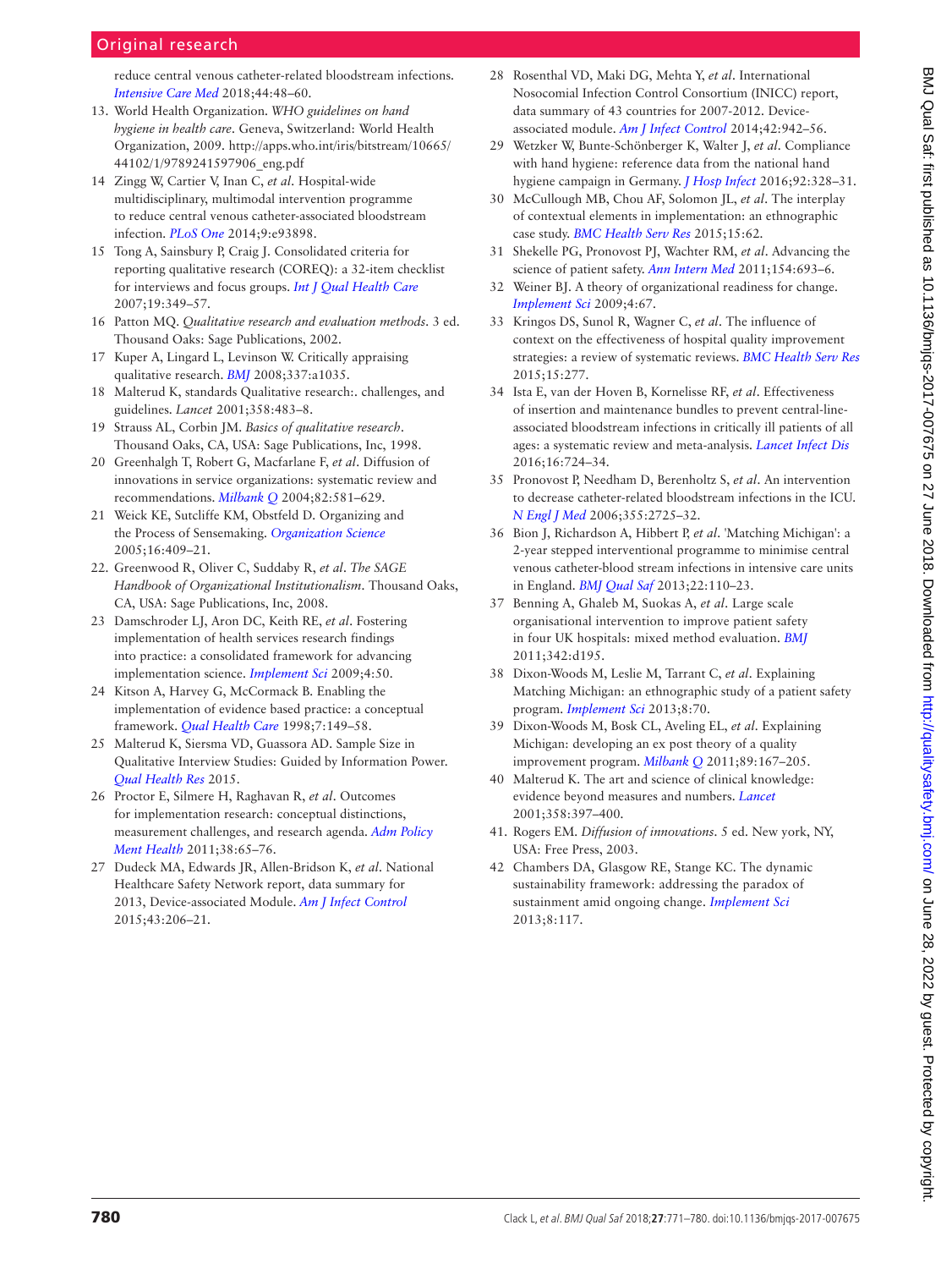reduce central venous catheter-related bloodstream infections. *Intensive Care Med* 2018;44:48–60.

13. World Health Organization. *WHO guidelines on hand hygiene in health care*. Geneva, Switzerland: World Health Organization, 2009. http://apps.who.int/iris/bitstream/10665/44102/1/9789241597906_eng.pdf
14. Zingg W, Cartier V, Inan C, *et al*. Hospital-wide multidisciplinary, multimodal intervention programme to reduce central venous catheter-associated bloodstream infection. *PLoS One* 2014;9:e93898.
15. Tong A, Sainsbury P, Craig J. Consolidated criteria for reporting qualitative research (COREQ): a 32-item checklist for interviews and focus groups. *Int J Qual Health Care* 2007;19:349–57.
16. Patton MQ. *Qualitative research and evaluation methods*. 3 ed. Thousand Oaks: Sage Publications, 2002.
17. Kuper A, Lingard L, Levinson W. Critically appraising qualitative research. *BMJ* 2008;337:a1035.
18. Malterud K, standards Qualitative research:. challenges, and guidelines. *Lancet* 2001;358:483–8.
19. Strauss AL, Corbin JM. *Basics of qualitative research*. Thousand Oaks, CA, USA: Sage Publications, Inc, 1998.
20. Greenhalgh T, Robert G, Macfarlane F, *et al*. Diffusion of innovations in service organizations: systematic review and recommendations. *Milbank Q* 2004;82:581–629.
21. Weick KE, Sutcliffe KM, Obstfeld D. Organizing and the Process of Sensemaking. *Organization Science* 2005;16:409–21.
22. Greenwood R, Oliver C, Suddaby R, *et al*. *The SAGE Handbook of Organizational Institutionalism*. Thousand Oaks, CA, USA: Sage Publications, Inc, 2008.
23. Damschroder LJ, Aron DC, Keith RE, *et al*. Fostering implementation of health services research findings into practice: a consolidated framework for advancing implementation science. *Implement Sci* 2009;4:50.
24. Kitson A, Harvey G, McCormack B. Enabling the implementation of evidence based practice: a conceptual framework. *Qual Health Care* 1998;7:149–58.
25. Malterud K, Siersma VD, Guassora AD. Sample Size in Qualitative Interview Studies: Guided by Information Power. *Qual Health Res* 2015.
26. Proctor E, Silmere H, Raghavan R, *et al*. Outcomes for implementation research: conceptual distinctions, measurement challenges, and research agenda. *Adm Policy Ment Health* 2011;38:65–76.
27. Dudeck MA, Edwards JR, Allen-Bridson K, *et al*. National Healthcare Safety Network report, data summary for 2013, Device-associated Module. *Am J Infect Control* 2015;43:206–21.
28. Rosenthal VD, Maki DG, Mehta Y, *et al*. International Nosocomial Infection Control Consortium (INICC) report, data summary of 43 countries for 2007-2012. Device-associated module. *Am J Infect Control* 2014;42:942–56.
29. Wetzker W, Bunte-Schönberger K, Walter J, *et al*. Compliance with hand hygiene: reference data from the national hand hygiene campaign in Germany. *J Hosp Infect* 2016;92:328–31.
30. McCullough MB, Chou AF, Solomon JL, *et al*. The interplay of contextual elements in implementation: an ethnographic case study. *BMC Health Serv Res* 2015;15:62.
31. Shekelle PG, Pronovost PJ, Wachter RM, *et al*. Advancing the science of patient safety. *Ann Intern Med* 2011;154:693–6.
32. Weiner BJ. A theory of organizational readiness for change. *Implement Sci* 2009;4:67.
33. Kringos DS, Sunol R, Wagner C, *et al*. The influence of context on the effectiveness of hospital quality improvement strategies: a review of systematic reviews. *BMC Health Serv Res* 2015;15:277.
34. Ista E, van der Hoven B, Kornelisse RF, *et al*. Effectiveness of insertion and maintenance bundles to prevent central-line-associated bloodstream infections in critically ill patients of all ages: a systematic review and meta-analysis. *Lancet Infect Dis* 2016;16:724–34.
35. Pronovost P, Needham D, Berenholtz S, *et al*. An intervention to decrease catheter-related bloodstream infections in the ICU. *N Engl J Med* 2006;355:2725–32.
36. Bion J, Richardson A, Hibbert P, *et al*. 'Matching Michigan': a 2-year stepped interventional programme to minimise central venous catheter-blood stream infections in intensive care units in England. *BMJ Qual Saf* 2013;22:110–23.
37. Benning A, Ghaleb M, Suokas A, *et al*. Large scale organisational intervention to improve patient safety in four UK hospitals: mixed method evaluation. *BMJ* 2011;342:d195.
38. Dixon-Woods M, Leslie M, Tarrant C, *et al*. Explaining Matching Michigan: an ethnographic study of a patient safety program. *Implement Sci* 2013;8:70.
39. Dixon-Woods M, Bosk CL, Aveling EL, *et al*. Explaining Michigan: developing an ex post theory of a quality improvement program. *Milbank Q* 2011;89:167–205.
40. Malterud K. The art and science of clinical knowledge: evidence beyond measures and numbers. *Lancet* 2001;358:397–400.
41. Rogers EM. *Diffusion of innovations*. 5 ed. New york, NY, USA: Free Press, 2003.
42. Chambers DA, Glasgow RE, Stange KC. The dynamic sustainability framework: addressing the paradox of sustainment amid ongoing change. *Implement Sci* 2013;8:117.